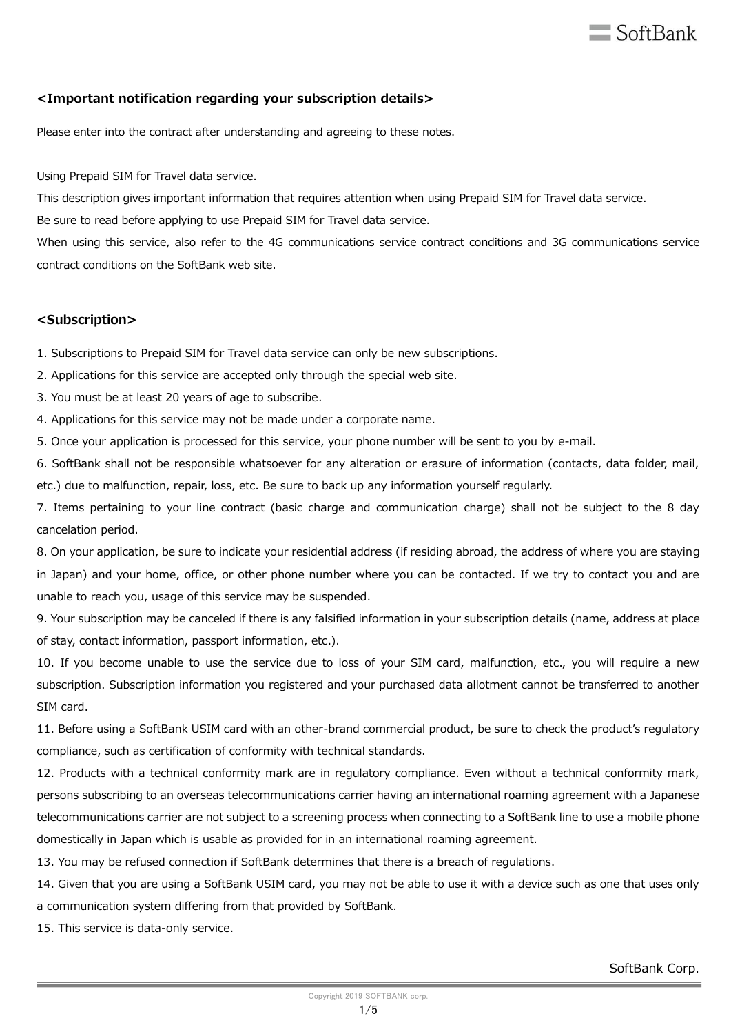## <Important notification regarding your subscription details>

Please enter into the contract after understanding and agreeing to these notes.

Using Prepaid SIM for Travel data service.

This description gives important information that requires attention when using Prepaid SIM for Travel data service.

Be sure to read before applying to use Prepaid SIM for Travel data service.

When using this service, also refer to the 4G communications service contract conditions and 3G communications service contract conditions on the SoftBank web site.

## <Subscription>

1. Subscriptions to Prepaid SIM for Travel data service can only be new subscriptions.
2. Applications for this service are accepted only through the special web site.
3. You must be at least 20 years of age to subscribe.
4. Applications for this service may not be made under a corporate name.
5. Once your application is processed for this service, your phone number will be sent to you by e-mail.
6. SoftBank shall not be responsible whatsoever for any alteration or erasure of information (contacts, data folder, mail, etc.) due to malfunction, repair, loss, etc. Be sure to back up any information yourself regularly.
7. Items pertaining to your line contract (basic charge and communication charge) shall not be subject to the 8 day cancelation period.
8. On your application, be sure to indicate your residential address (if residing abroad, the address of where you are staying in Japan) and your home, office, or other phone number where you can be contacted. If we try to contact you and are unable to reach you, usage of this service may be suspended.
9. Your subscription may be canceled if there is any falsified information in your subscription details (name, address at place of stay, contact information, passport information, etc.).
10. If you become unable to use the service due to loss of your SIM card, malfunction, etc., you will require a new subscription. Subscription information you registered and your purchased data allotment cannot be transferred to another SIM card.
11. Before using a SoftBank USIM card with an other-brand commercial product, be sure to check the product's regulatory compliance, such as certification of conformity with technical standards.
12. Products with a technical conformity mark are in regulatory compliance. Even without a technical conformity mark, persons subscribing to an overseas telecommunications carrier having an international roaming agreement with a Japanese telecommunications carrier are not subject to a screening process when connecting to a SoftBank line to use a mobile phone domestically in Japan which is usable as provided for in an international roaming agreement.
13. You may be refused connection if SoftBank determines that there is a breach of regulations.
14. Given that you are using a SoftBank USIM card, you may not be able to use it with a device such as one that uses only a communication system differing from that provided by SoftBank.
15. This service is data-only service.

SoftBank Corp.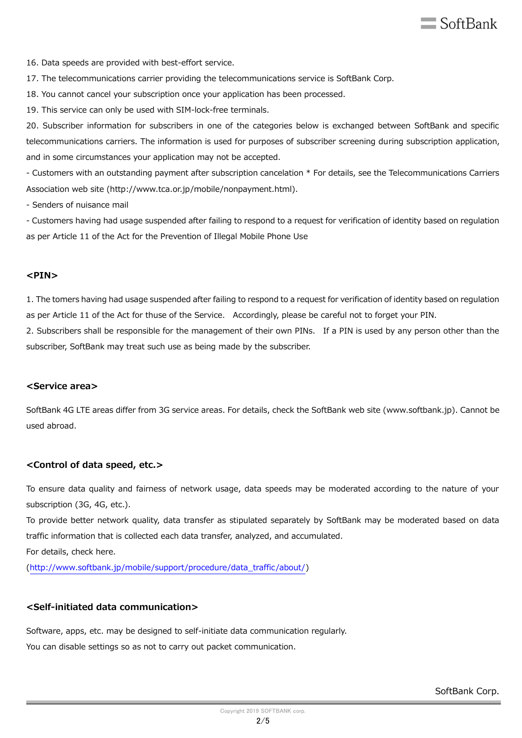16. Data speeds are provided with best-effort service.

17. The telecommunications carrier providing the telecommunications service is SoftBank Corp.

18. You cannot cancel your subscription once your application has been processed.

19. This service can only be used with SIM-lock-free terminals.

20. Subscriber information for subscribers in one of the categories below is exchanged between SoftBank and specific telecommunications carriers. The information is used for purposes of subscriber screening during subscription application, and in some circumstances your application may not be accepted.

- Customers with an outstanding payment after subscription cancelation * For details, see the Telecommunications Carriers Association web site (http://www.tca.or.jp/mobile/nonpayment.html).
- Senders of nuisance mail
- Customers having had usage suspended after failing to respond to a request for verification of identity based on regulation as per Article 11 of the Act for the Prevention of Illegal Mobile Phone Use

### <PIN>

1. The tomers having had usage suspended after failing to respond to a request for verification of identity based on regulation as per Article 11 of the Act for thuse of the Service.　Accordingly, please be careful not to forget your PIN.

2. Subscribers shall be responsible for the management of their own PINs.　If a PIN is used by any person other than the subscriber, SoftBank may treat such use as being made by the subscriber.

### <Service area>

SoftBank 4G LTE areas differ from 3G service areas. For details, check the SoftBank web site (www.softbank.jp). Cannot be used abroad.

### <Control of data speed, etc.>

To ensure data quality and fairness of network usage, data speeds may be moderated according to the nature of your subscription (3G, 4G, etc.).

To provide better network quality, data transfer as stipulated separately by SoftBank may be moderated based on data traffic information that is collected each data transfer, analyzed, and accumulated.

For details, check here.

(http://www.softbank.jp/mobile/support/procedure/data_traffic/about/)

### <Self-initiated data communication>

Software, apps, etc. may be designed to self-initiate data communication regularly.

You can disable settings so as not to carry out packet communication.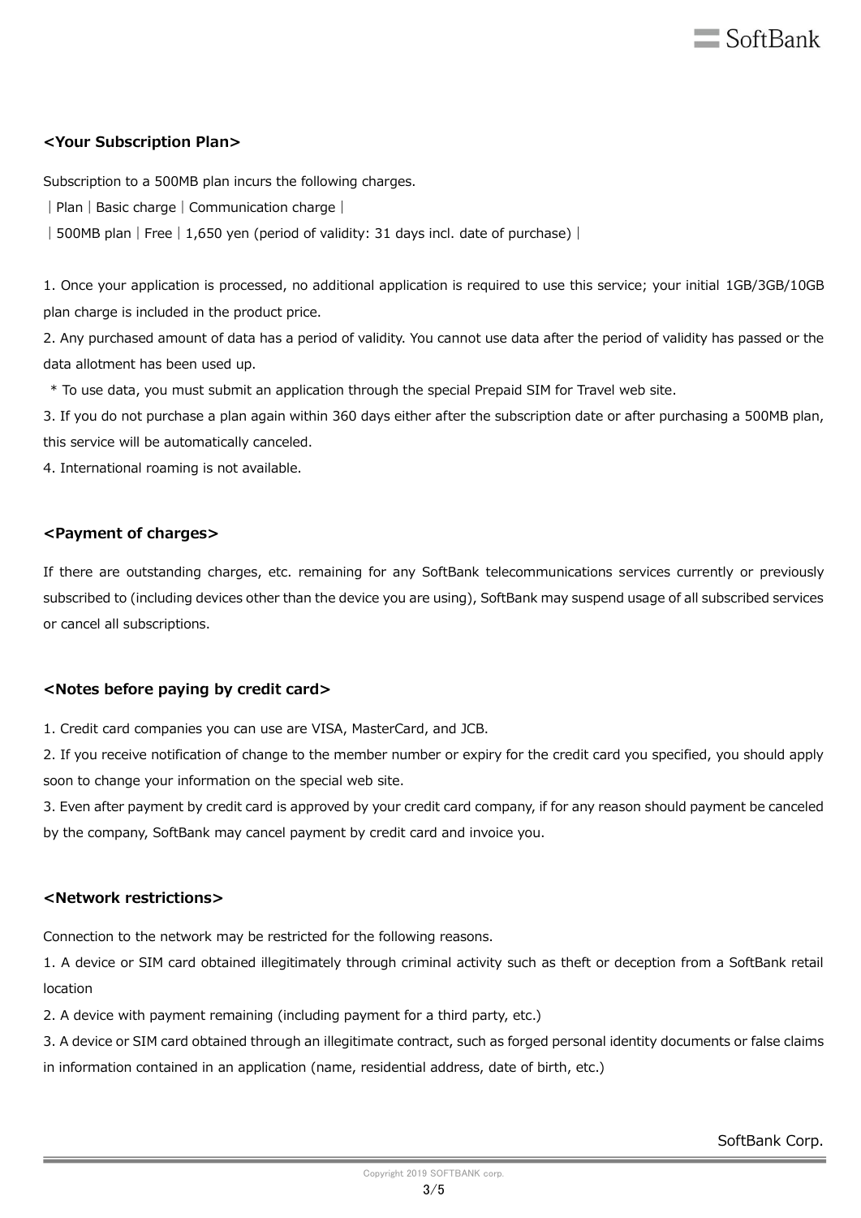## <Your Subscription Plan>

Subscription to a 500MB plan incurs the following charges.

| Plan | Basic charge | Communication charge |
|---|---|---|
| 500MB plan | Free | 1,650 yen (period of validity: 31 days incl. date of purchase) |

1. Once your application is processed, no additional application is required to use this service; your initial 1GB/3GB/10GB plan charge is included in the product price.
2. Any purchased amount of data has a period of validity. You cannot use data after the period of validity has passed or the data allotment has been used up.
   * To use data, you must submit an application through the special Prepaid SIM for Travel web site.
3. If you do not purchase a plan again within 360 days either after the subscription date or after purchasing a 500MB plan, this service will be automatically canceled.
4. International roaming is not available.

## <Payment of charges>

If there are outstanding charges, etc. remaining for any SoftBank telecommunications services currently or previously subscribed to (including devices other than the device you are using), SoftBank may suspend usage of all subscribed services or cancel all subscriptions.

## <Notes before paying by credit card>

1. Credit card companies you can use are VISA, MasterCard, and JCB.
2. If you receive notification of change to the member number or expiry for the credit card you specified, you should apply soon to change your information on the special web site.
3. Even after payment by credit card is approved by your credit card company, if for any reason should payment be canceled by the company, SoftBank may cancel payment by credit card and invoice you.

## <Network restrictions>

Connection to the network may be restricted for the following reasons.

1. A device or SIM card obtained illegitimately through criminal activity such as theft or deception from a SoftBank retail location
2. A device with payment remaining (including payment for a third party, etc.)
3. A device or SIM card obtained through an illegitimate contract, such as forged personal identity documents or false claims in information contained in an application (name, residential address, date of birth, etc.)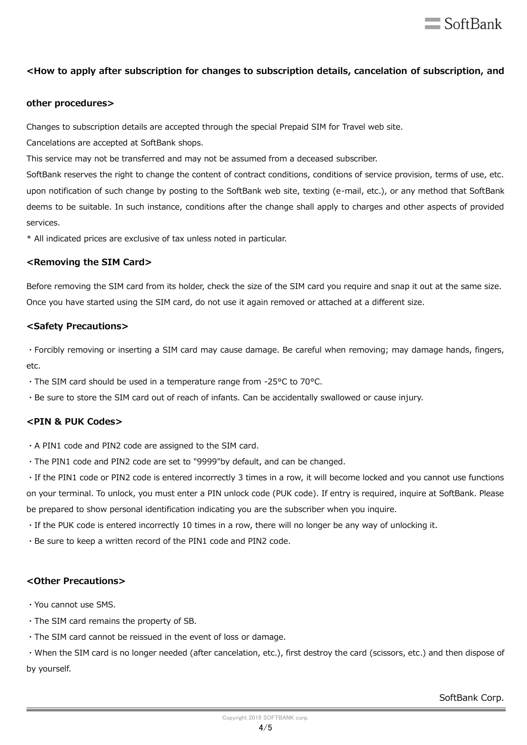### <How to apply after subscription for changes to subscription details, cancelation of subscription, and other procedures>

Changes to subscription details are accepted through the special Prepaid SIM for Travel web site.

Cancelations are accepted at SoftBank shops.

This service may not be transferred and may not be assumed from a deceased subscriber.

SoftBank reserves the right to change the content of contract conditions, conditions of service provision, terms of use, etc. upon notification of such change by posting to the SoftBank web site, texting (e-mail, etc.), or any method that SoftBank deems to be suitable. In such instance, conditions after the change shall apply to charges and other aspects of provided services.

* All indicated prices are exclusive of tax unless noted in particular.

### <Removing the SIM Card>

Before removing the SIM card from its holder, check the size of the SIM card you require and snap it out at the same size. Once you have started using the SIM card, do not use it again removed or attached at a different size.

### <Safety Precautions>

・Forcibly removing or inserting a SIM card may cause damage. Be careful when removing; may damage hands, fingers, etc.

・The SIM card should be used in a temperature range from -25°C to 70°C.

・Be sure to store the SIM card out of reach of infants. Can be accidentally swallowed or cause injury.

### <PIN & PUK Codes>

・A PIN1 code and PIN2 code are assigned to the SIM card.

・The PIN1 code and PIN2 code are set to "9999"by default, and can be changed.

・If the PIN1 code or PIN2 code is entered incorrectly 3 times in a row, it will become locked and you cannot use functions on your terminal. To unlock, you must enter a PIN unlock code (PUK code). If entry is required, inquire at SoftBank. Please be prepared to show personal identification indicating you are the subscriber when you inquire.

・If the PUK code is entered incorrectly 10 times in a row, there will no longer be any way of unlocking it.

・Be sure to keep a written record of the PIN1 code and PIN2 code.

### <Other Precautions>

・You cannot use SMS.

・The SIM card remains the property of SB.

・The SIM card cannot be reissued in the event of loss or damage.

・When the SIM card is no longer needed (after cancelation, etc.), first destroy the card (scissors, etc.) and then dispose of by yourself.

SoftBank Corp.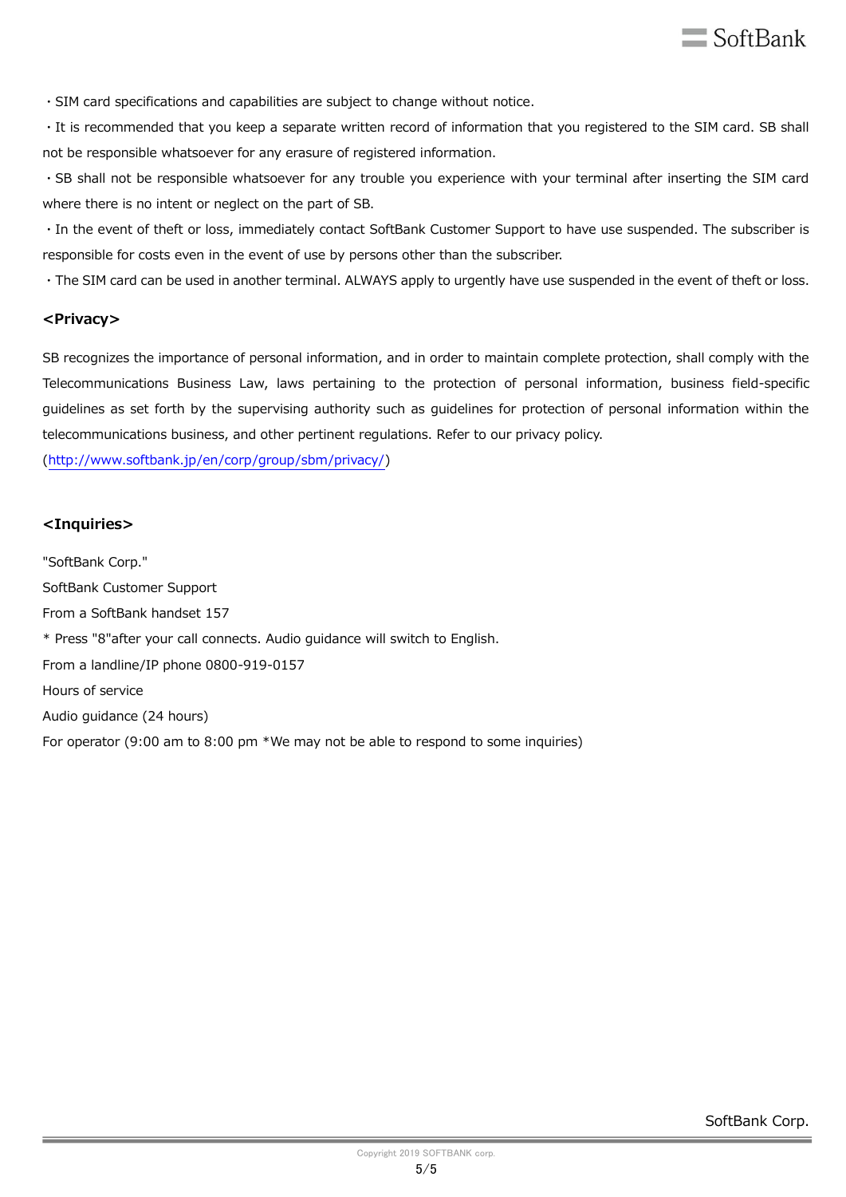・SIM card specifications and capabilities are subject to change without notice.

・It is recommended that you keep a separate written record of information that you registered to the SIM card. SB shall not be responsible whatsoever for any erasure of registered information.

・SB shall not be responsible whatsoever for any trouble you experience with your terminal after inserting the SIM card where there is no intent or neglect on the part of SB.

・In the event of theft or loss, immediately contact SoftBank Customer Support to have use suspended. The subscriber is responsible for costs even in the event of use by persons other than the subscriber.

・The SIM card can be used in another terminal. ALWAYS apply to urgently have use suspended in the event of theft or loss.

## <Privacy>

SB recognizes the importance of personal information, and in order to maintain complete protection, shall comply with the Telecommunications Business Law, laws pertaining to the protection of personal information, business field-specific guidelines as set forth by the supervising authority such as guidelines for protection of personal information within the telecommunications business, and other pertinent regulations. Refer to our privacy policy.
(http://www.softbank.jp/en/corp/group/sbm/privacy/)

## <Inquiries>

"SoftBank Corp."
SoftBank Customer Support
From a SoftBank handset 157
* Press "8"after your call connects. Audio guidance will switch to English.
From a landline/IP phone 0800-919-0157
Hours of service
Audio guidance (24 hours)
For operator (9:00 am to 8:00 pm *We may not be able to respond to some inquiries)

SoftBank Corp.